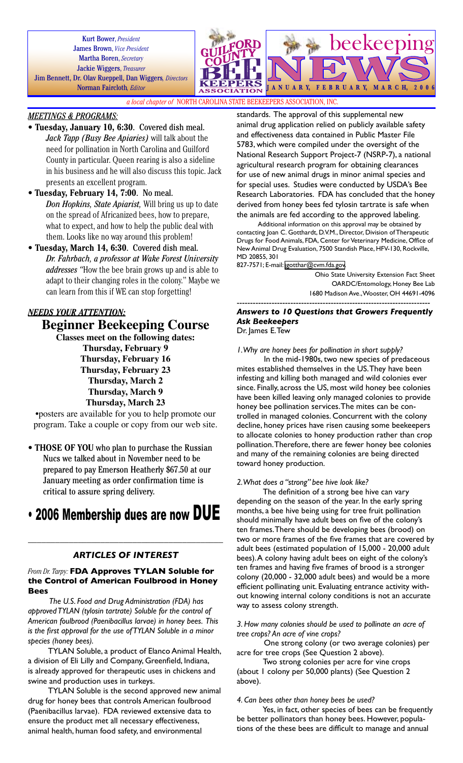Kurt Bower, *President*
James Brown, *Vice President*
Martha Boren, *Secretary*
Jackie Wiggers, *Treasurer*
Jim Bennett, Dr. Olav Rueppell, Dan Wiggers, *Directors*
Norman Faircloth, *Editor*

# GUILFORD COUNTY BEE KEEPERS ASSOCIATION beekeeping NEWS

**JANUARY, FEBRUARY, MARCH, 2006**

*a local chapter of* NORTH CAROLINA STATE BEEKEEPERS ASSOCIATION, INC.

## *MEETINGS & PROGRAMS:*

- **Tuesday, January 10, 6:30**. Covered dish meal. *Jack Tapp (Busy Bee Apiaries)* will talk about the need for pollination in North Carolina and Guilford County in particular. Queen rearing is also a sideline in his business and he will also discuss this topic. Jack presents an excellent program.
- **Tuesday, February 14, 7:00**. No meal. *Don Hopkins, State Apiarist,* Will bring us up to date on the spread of Africanized bees, how to prepare, what to expect, and how to help the public deal with them. Looks like no way around this problem!
- **Tuesday, March 14, 6:30**. Covered dish meal. *Dr. Fahrbach, a professor at Wake Forest University addresses "*How the bee brain grows up and is able to adapt to their changing roles in the colony." Maybe we can learn from this if WE can stop forgetting!

## *NEEDS YOUR ATTENTION:*

## Beginner Beekeeping Course

**Classes meet on the following dates:**
**Thursday, February 9**
**Thursday, February 16**
**Thursday, February 23**
**Thursday, March 2**
**Thursday, March 9**
**Thursday, March 23**

•posters are available for you to help promote our program. Take a couple or copy from our web site.

- **THOSE OF YOU** who plan to purchase the Russian Nucs we talked about in November need to be prepared to pay Emerson Heatherly $67.50 at our January meeting as order confirmation time is critical to assure spring delivery.

# • 2006 Membership dues are now DUE

## *ARTICLES OF INTEREST*

*From Dr. Tarpy:* **FDA Approves TYLAN Soluble for the Control of American Foulbrood in Honey Bees**

*The U.S. Food and Drug Administration (FDA) has approved TYLAN (tylosin tartrate) Soluble for the control of American foulbrood (Paenibacillus larvae) in honey bees. This is the first approval for the use of TYLAN Soluble in a minor species (honey bees).*

TYLAN Soluble, a product of Elanco Animal Health, a division of Eli Lilly and Company, Greenfield, Indiana, is already approved for therapeutic uses in chickens and swine and production uses in turkeys.

TYLAN Soluble is the second approved new animal drug for honey bees that controls American foulbrood (Paenibacillus larvae). FDA reviewed extensive data to ensure the product met all necessary effectiveness, animal health, human food safety, and environmental standards. The approval of this supplemental new animal drug application relied on publicly available safety and effectiveness data contained in Public Master File 5783, which were compiled under the oversight of the National Research Support Project-7 (NSRP-7), a national agricultural research program for obtaining clearances for use of new animal drugs in minor animal species and for special uses. Studies were conducted by USDA's Bee Research Laboratories. FDA has concluded that the honey derived from honey bees fed tylosin tartrate is safe when the animals are fed according to the approved labeling.

Additional information on this approval may be obtained by contacting Joan C. Gotthardt, D.V.M., Director, Division of Therapeutic Drugs for Food Animals, FDA, Center for Veterinary Medicine, Office of New Animal Drug Evaluation, 7500 Standish Place, HFV-130, Rockville, MD 20855, 301 827-7571; E-mail: jgotthar@cvm.fda.gov.

Ohio State University Extension Fact Sheet
OARDC/Entomology, Honey Bee Lab
1680 Madison Ave., Wooster, OH 44691-4096

---

***Answers to 10 Questions that Growers Frequently Ask Beekeepers***
Dr. James E. Tew

*1. Why are honey bees for pollination in short supply?*

In the mid-1980s, two new species of predaceous mites established themselves in the US. They have been infesting and killing both managed and wild colonies ever since. Finally, across the US, most wild honey bee colonies have been killed leaving only managed colonies to provide honey bee pollination services. The mites can be controlled in managed colonies. Concurrent with the colony decline, honey prices have risen causing some beekeepers to allocate colonies to honey production rather than crop pollination. Therefore, there are fewer honey bee colonies and many of the remaining colonies are being directed toward honey production.

*2. What does a "strong" bee hive look like?*

The definition of a strong bee hive can vary depending on the season of the year. In the early spring months, a bee hive being using for tree fruit pollination should minimally have adult bees on five of the colony's ten frames. There should be developing bees (brood) on two or more frames of the five frames that are covered by adult bees (estimated population of 15,000 - 20,000 adult bees). A colony having adult bees on eight of the colony's ten frames and having five frames of brood is a stronger colony (20,000 - 32,000 adult bees) and would be a more efficient pollinating unit. Evaluating entrance activity without knowing internal colony conditions is not an accurate way to assess colony strength.

*3. How many colonies should be used to pollinate an acre of tree crops? An acre of vine crops?*

One strong colony (or two average colonies) per acre for tree crops (See Question 2 above).

Two strong colonies per acre for vine crops (about 1 colony per 50,000 plants) (See Question 2 above).

*4. Can bees other than honey bees be used?*

Yes, in fact, other species of bees can be frequently be better pollinators than honey bees. However, populations of the these bees are difficult to manage and annual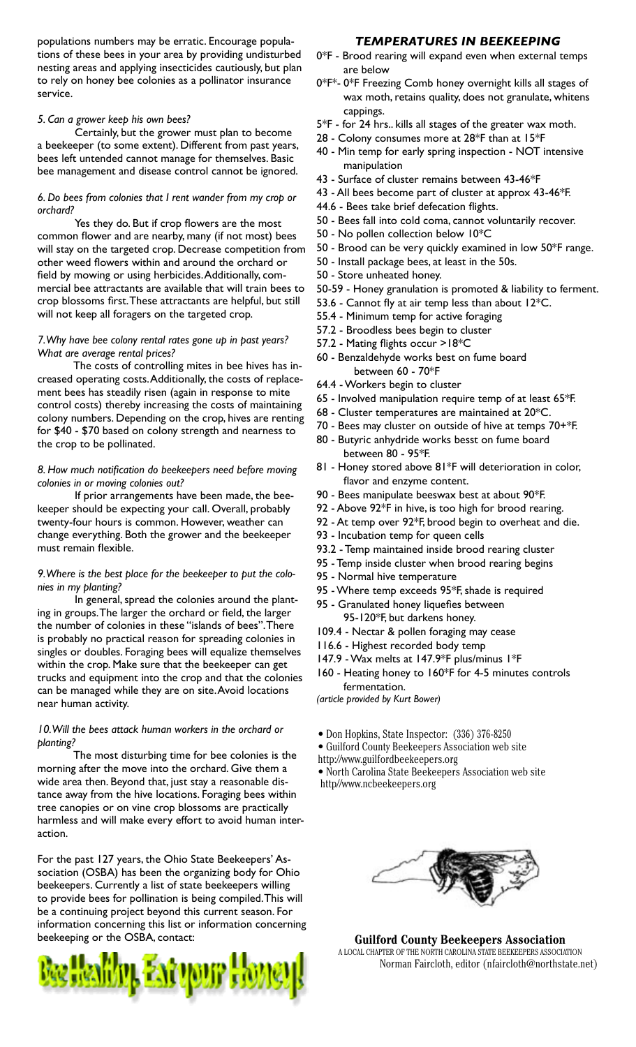populations numbers may be erratic. Encourage populations of these bees in your area by providing undisturbed nesting areas and applying insecticides cautiously, but plan to rely on honey bee colonies as a pollinator insurance service.

*5. Can a grower keep his own bees?*

Certainly, but the grower must plan to become a beekeeper (to some extent). Different from past years, bees left untended cannot manage for themselves. Basic bee management and disease control cannot be ignored.

*6. Do bees from colonies that I rent wander from my crop or orchard?*

Yes they do. But if crop flowers are the most common flower and are nearby, many (if not most) bees will stay on the targeted crop. Decrease competition from other weed flowers within and around the orchard or field by mowing or using herbicides. Additionally, commercial bee attractants are available that will train bees to crop blossoms first. These attractants are helpful, but still will not keep all foragers on the targeted crop.

*7. Why have bee colony rental rates gone up in past years? What are average rental prices?*

The costs of controlling mites in bee hives has increased operating costs. Additionally, the costs of replacement bees has steadily risen (again in response to mite control costs) thereby increasing the costs of maintaining colony numbers. Depending on the crop, hives are renting for $40 - $70 based on colony strength and nearness to the crop to be pollinated.

*8. How much notification do beekeepers need before moving colonies in or moving colonies out?*

If prior arrangements have been made, the beekeeper should be expecting your call. Overall, probably twenty-four hours is common. However, weather can change everything. Both the grower and the beekeeper must remain flexible.

*9. Where is the best place for the beekeeper to put the colonies in my planting?*

In general, spread the colonies around the planting in groups. The larger the orchard or field, the larger the number of colonies in these "islands of bees". There is probably no practical reason for spreading colonies in singles or doubles. Foraging bees will equalize themselves within the crop. Make sure that the beekeeper can get trucks and equipment into the crop and that the colonies can be managed while they are on site. Avoid locations near human activity.

*10. Will the bees attack human workers in the orchard or planting?*

The most disturbing time for bee colonies is the morning after the move into the orchard. Give them a wide area then. Beyond that, just stay a reasonable distance away from the hive locations. Foraging bees within tree canopies or on vine crop blossoms are practically harmless and will make every effort to avoid human interaction.

For the past 127 years, the Ohio State Beekeepers' Association (OSBA) has been the organizing body for Ohio beekeepers. Currently a list of state beekeepers willing to provide bees for pollination is being compiled. This will be a continuing project beyond this current season. For information concerning this list or information concerning beekeeping or the OSBA, contact:

Bee Healthy, Eat your Honey!

### *TEMPERATURES IN BEEKEEPING*

- 0*F - Brood rearing will expand even when external temps are below
- 0*F*- 0*F Freezing Comb honey overnight kills all stages of wax moth, retains quality, does not granulate, whitens cappings.
- 5*F - for 24 hrs.. kills all stages of the greater wax moth.
- 28 - Colony consumes more at 28*F than at 15*F
- 40 - Min temp for early spring inspection - NOT intensive manipulation
- 43 - Surface of cluster remains between 43-46*F
- 43 - All bees become part of cluster at approx 43-46*F.
- 44.6 - Bees take brief defecation flights.
- 50 - Bees fall into cold coma, cannot voluntarily recover.
- 50 - No pollen collection below 10*C
- 50 - Brood can be very quickly examined in low 50*F range.
- 50 - Install package bees, at least in the 50s.
- 50 - Store unheated honey.
- 50-59 - Honey granulation is promoted & liability to ferment.
- 53.6 - Cannot fly at air temp less than about 12*C.
- 55.4 - Minimum temp for active foraging
- 57.2 - Broodless bees begin to cluster
- 57.2 - Mating flights occur >18*C
- 60 - Benzaldehyde works best on fume board between 60 - 70*F
- 64.4 - Workers begin to cluster
- 65 - Involved manipulation require temp of at least 65*F.
- 68 - Cluster temperatures are maintained at 20*C.
- 70 - Bees may cluster on outside of hive at temps 70+*F.
- 80 - Butyric anhydride works besst on fume board between 80 - 95*F.
- 81 - Honey stored above 81*F will deterioration in color, flavor and enzyme content.
- 90 - Bees manipulate beeswax best at about 90*F.
- 92 - Above 92*F in hive, is too high for brood rearing.
- 92 - At temp over 92*F, brood begin to overheat and die.
- 93 - Incubation temp for queen cells
- 93.2 - Temp maintained inside brood rearing cluster
- 95 - Temp inside cluster when brood rearing begins
- 95 - Normal hive temperature
- 95 - Where temp exceeds 95*F, shade is required
- 95 - Granulated honey liquefies between 95-120*F, but darkens honey.
- 109.4 - Nectar & pollen foraging may cease
- 116.6 - Highest recorded body temp
- 147.9 - Wax melts at 147.9*F plus/minus 1*F
- 160 - Heating honey to 160*F for 4-5 minutes controls fermentation.

*(article provided by Kurt Bower)*

- Don Hopkins, State Inspector: (336) 376-8250
- Guilford County Beekeepers Association web site http://www.guilfordbeekeepers.org
- North Carolina State Beekeepers Association web site http//www.ncbeekeepers.org

**Guilford County Beekeepers Association**
A LOCAL CHAPTER OF THE NORTH CAROLINA STATE BEEKEEPERS ASSOCIATION
Norman Faircloth, editor (nfaircloth@northstate.net)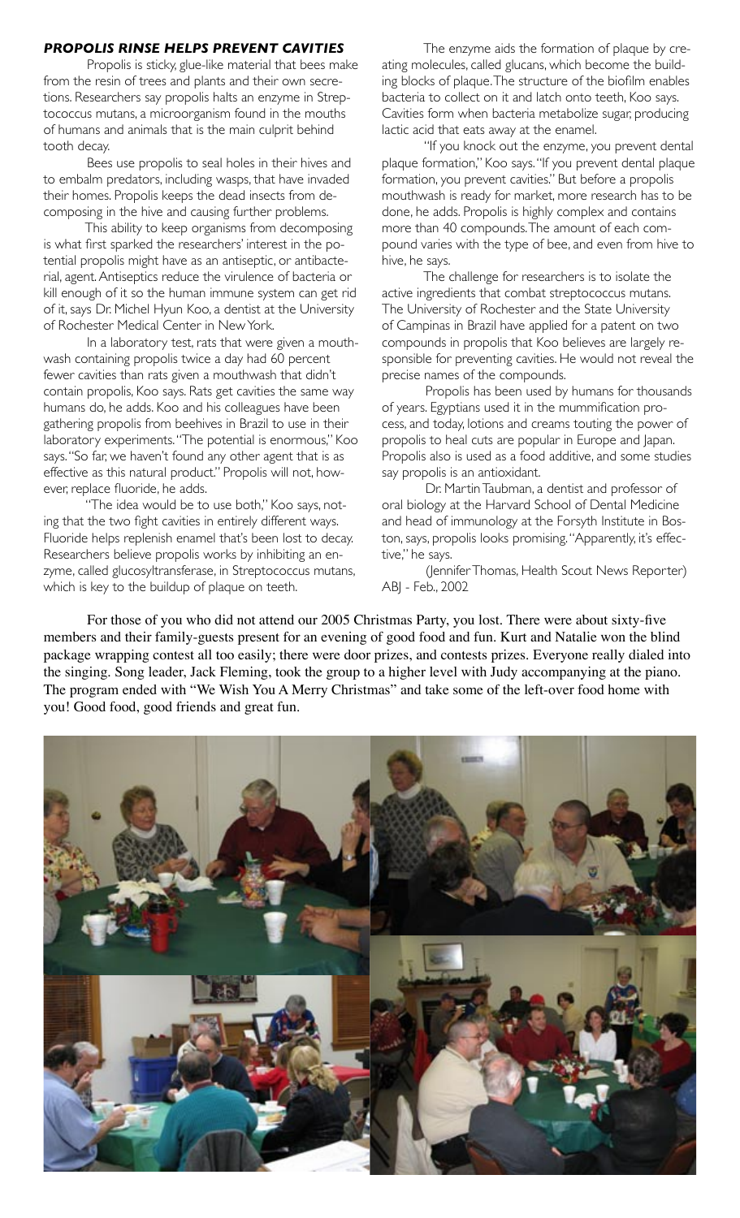### *PROPOLIS RINSE HELPS PREVENT CAVITIES*

Propolis is sticky, glue-like material that bees make from the resin of trees and plants and their own secretions. Researchers say propolis halts an enzyme in Streptococcus mutans, a microorganism found in the mouths of humans and animals that is the main culprit behind tooth decay.

Bees use propolis to seal holes in their hives and to embalm predators, including wasps, that have invaded their homes. Propolis keeps the dead insects from decomposing in the hive and causing further problems.

This ability to keep organisms from decomposing is what first sparked the researchers' interest in the potential propolis might have as an antiseptic, or antibacterial, agent. Antiseptics reduce the virulence of bacteria or kill enough of it so the human immune system can get rid of it, says Dr. Michel Hyun Koo, a dentist at the University of Rochester Medical Center in New York.

In a laboratory test, rats that were given a mouthwash containing propolis twice a day had 60 percent fewer cavities than rats given a mouthwash that didn't contain propolis, Koo says. Rats get cavities the same way humans do, he adds. Koo and his colleagues have been gathering propolis from beehives in Brazil to use in their laboratory experiments. "The potential is enormous," Koo says. "So far, we haven't found any other agent that is as effective as this natural product." Propolis will not, however, replace fluoride, he adds.

"The idea would be to use both," Koo says, noting that the two fight cavities in entirely different ways. Fluoride helps replenish enamel that's been lost to decay. Researchers believe propolis works by inhibiting an enzyme, called glucosyltransferase, in Streptococcus mutans, which is key to the buildup of plaque on teeth.

The enzyme aids the formation of plaque by creating molecules, called glucans, which become the building blocks of plaque. The structure of the biofilm enables bacteria to collect on it and latch onto teeth, Koo says. Cavities form when bacteria metabolize sugar, producing lactic acid that eats away at the enamel.

"If you knock out the enzyme, you prevent dental plaque formation," Koo says. "If you prevent dental plaque formation, you prevent cavities." But before a propolis mouthwash is ready for market, more research has to be done, he adds. Propolis is highly complex and contains more than 40 compounds. The amount of each compound varies with the type of bee, and even from hive to hive, he says.

The challenge for researchers is to isolate the active ingredients that combat streptococcus mutans. The University of Rochester and the State University of Campinas in Brazil have applied for a patent on two compounds in propolis that Koo believes are largely responsible for preventing cavities. He would not reveal the precise names of the compounds.

Propolis has been used by humans for thousands of years. Egyptians used it in the mummification process, and today, lotions and creams touting the power of propolis to heal cuts are popular in Europe and Japan. Propolis also is used as a food additive, and some studies say propolis is an antioxidant.

Dr. Martin Taubman, a dentist and professor of oral biology at the Harvard School of Dental Medicine and head of immunology at the Forsyth Institute in Boston, says, propolis looks promising. "Apparently, it's effective," he says.

(Jennifer Thomas, Health Scout News Reporter) ABJ - Feb., 2002

For those of you who did not attend our 2005 Christmas Party, you lost. There were about sixty-five members and their family-guests present for an evening of good food and fun. Kurt and Natalie won the blind package wrapping contest all too easily; there were door prizes, and contests prizes. Everyone really dialed into the singing. Song leader, Jack Fleming, took the group to a higher level with Judy accompanying at the piano. The program ended with "We Wish You A Merry Christmas" and take some of the left-over food home with you! Good food, good friends and great fun.